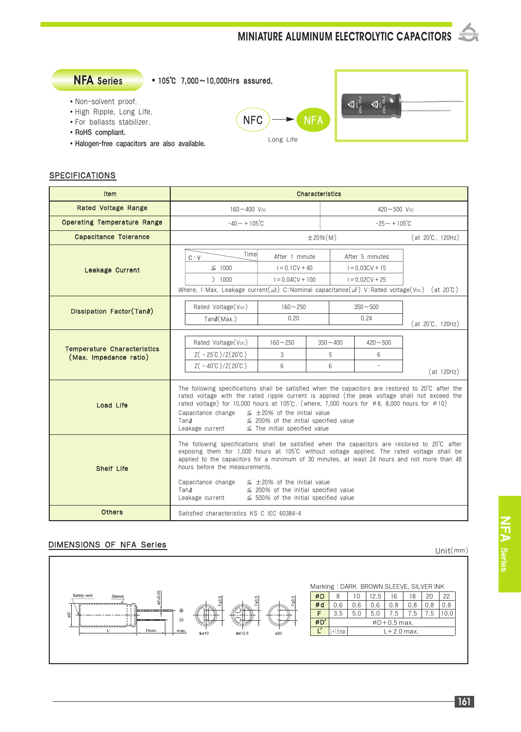# MINIATURE ALUMINUM ELECTROLYTIC CAPACITORS

## NFA Series

• 105℃ 7,000~10,000Hrs assured.

- Non-solvent proof.
- High Ripple, Long Life.
- For ballasts stabilizer.
- RoHS compliant.
- Halogen-free capacitors are also available.

NFC → NFA
Long Life

## SPECIFICATIONS

| Item | Characteristics | |
|---|---|---|
| Rated Voltage Range | 160~400 $V_{DC}$ | 420~500 $V_{DC}$ |
| Operating Temperature Range | -40~+105℃ | -25~+105℃ |
| Capacitance Tolerance | ±20%(M) (at 20℃, 120Hz) | |
| Leakage Current | see table below | |
| Dissipation Factor(Tanδ) | see table below (at 20℃, 120Hz) | |
| Temperature Characteristics (Max. Impedance ratio) | see table below (at 120Hz) | |
| Load Life | The following specifications shall be satisfied when the capacitors are restored to 20℃ after the rated voltage with the rated ripple current is applied (the peak voltage shall not exceed the rated voltage) for 10,000 hours at 105℃. (where, 7,000 hours for ø8, 8,000 hours for ø10)<br>Capacitance change ≦ ±20% of the initial value<br>Tanδ ≦ 200% of the initial specified value<br>Leakage current ≦ The initial specified value | |
| Shelf Life | The following specifications shall be satisfied when the capacitors are restored to 20℃ after exposing them for 1,000 hours at 105℃ without voltage applied. The rated voltage shall be applied to the capacitors for a minimum of 30 minutes, at least 24 hours and not more than 48 hours before the measurements.<br>Capacitance change ≦ ±20% of the initial value<br>Tanδ ≦ 200% of the initial specified value<br>Leakage current ≦ 500% of the initial specified value | |
| Others | Satisfied characteristics KS C IEC 60384-4 | |

**Leakage Current**

| C·V \ Time | After 1 minute | After 5 minutes |
|---|---|---|
| ≦ 1000 | I=0.1CV+40 | I=0.03CV+15 |
| 〉 1000 | I=0.04CV+100 | I=0.02CV+25 |

Where, I:Max. Leakage current(μA) C:Nominal capacitance(μF) V:Rated voltage($V_{DC}$) (at 20℃)

**Dissipation Factor(Tanδ)**

| Rated Voltage($V_{DC}$) | 160~250 | 350~500 |
|---|---|---|
| Tanδ(Max.) | 0.20 | 0.24 |

(at 20℃, 120Hz)

**Temperature Characteristics (Max. Impedance ratio)**

| Rated Voltage($V_{DC}$) | 160~250 | 350~400 | 420~500 |
|---|---|---|---|
| Z(-25℃)/Z(20℃) | 3 | 5 | 6 |
| Z(-40℃)/Z(20℃) | 6 | 6 | - |

(at 120Hz)

## DIMENSIONS OF NFA Series

Unit(mm)

Safety vent, Sleeve, øD', L', 15min., 4min., ød±0.05, F±0.5, ≤ø10, ≥ø12.5, ø20

Marking : DARK BROWN SLEEVE, SILVER INK

| øD | 8 | 10 | 12.5 | 16 | 18 | 20 | 22 |
|---|---|---|---|---|---|---|---|
| ød | 0.6 | 0.6 | 0.6 | 0.8 | 0.8 | 0.8 | 0.8 |
| F | 3.5 | 5.0 | 5.0 | 7.5 | 7.5 | 7.5 | 10.0 |
| øD' | øD+0.5 max. | | | | | | |
| L' | L+1.5max. | L+2.0 max. | | | | | |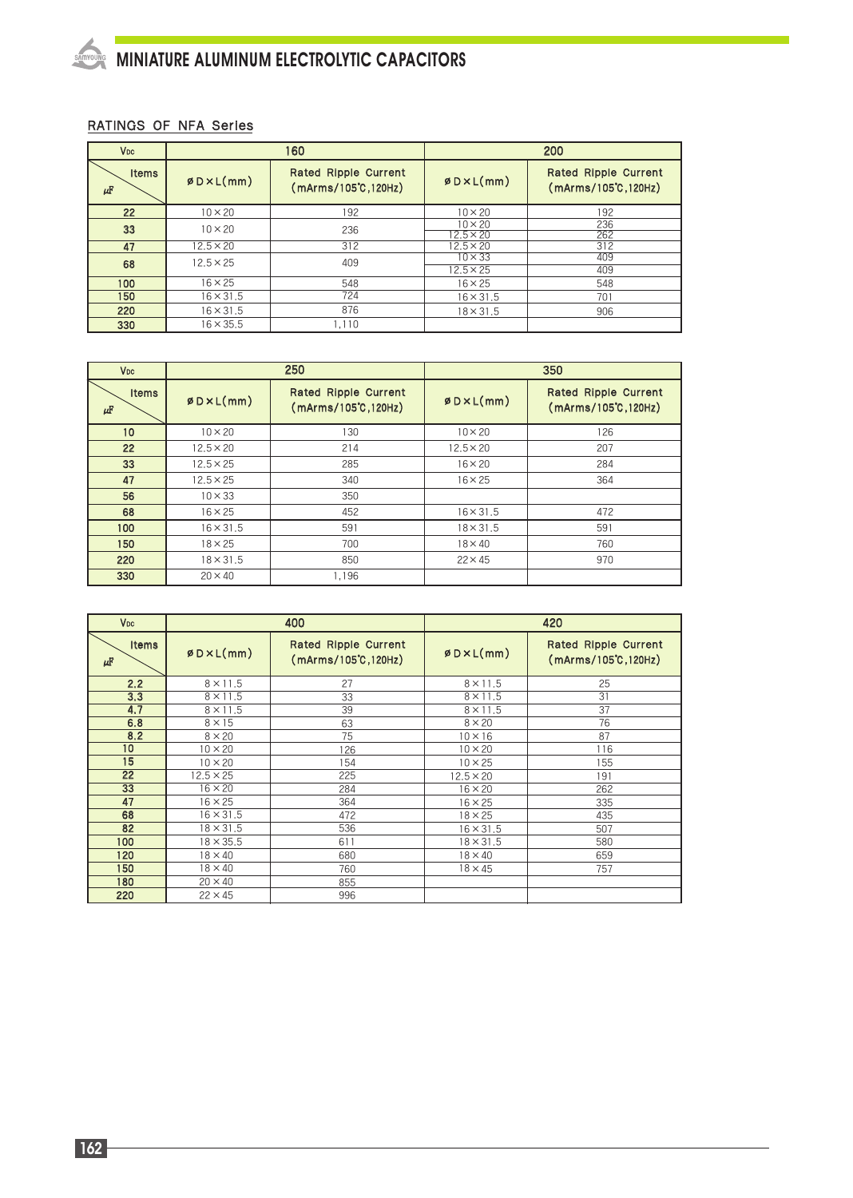## MINIATURE ALUMINUM ELECTROLYTIC CAPACITORS

### RATINGS OF NFA Series

| Vdc | 160 | | 200 | |
|---|---|---|---|---|
| Items / μF | øD×L(mm) | Rated Ripple Current (mArms/105℃,120Hz) | øD×L(mm) | Rated Ripple Current (mArms/105℃,120Hz) |
| 22 | 10×20 | 192 | 10×20 | 192 |
| 33 | 10×20 | 236 | 10×20 | 236 |
| | | | 12.5×20 | 262 |
| 47 | 12.5×20 | 312 | 12.5×20 | 312 |
| 68 | 12.5×25 | 409 | 10×33 | 409 |
| | | | 12.5×25 | 409 |
| 100 | 16×25 | 548 | 16×25 | 548 |
| 150 | 16×31.5 | 724 | 16×31.5 | 701 |
| 220 | 16×31.5 | 876 | 18×31.5 | 906 |
| 330 | 16×35.5 | 1,110 | | |

| Vdc | 250 | | 350 | |
|---|---|---|---|---|
| Items / μF | øD×L(mm) | Rated Ripple Current (mArms/105℃,120Hz) | øD×L(mm) | Rated Ripple Current (mArms/105℃,120Hz) |
| 10 | 10×20 | 130 | 10×20 | 126 |
| 22 | 12.5×20 | 214 | 12.5×20 | 207 |
| 33 | 12.5×25 | 285 | 16×20 | 284 |
| 47 | 12.5×25 | 340 | 16×25 | 364 |
| 56 | 10×33 | 350 | | |
| 68 | 16×25 | 452 | 16×31.5 | 472 |
| 100 | 16×31.5 | 591 | 18×31.5 | 591 |
| 150 | 18×25 | 700 | 18×40 | 760 |
| 220 | 18×31.5 | 850 | 22×45 | 970 |
| 330 | 20×40 | 1,196 | | |

| Vdc | 400 | | 420 | |
|---|---|---|---|---|
| Items / μF | øD×L(mm) | Rated Ripple Current (mArms/105℃,120Hz) | øD×L(mm) | Rated Ripple Current (mArms/105℃,120Hz) |
| 2.2 | 8×11.5 | 27 | 8×11.5 | 25 |
| 3.3 | 8×11.5 | 33 | 8×11.5 | 31 |
| 4.7 | 8×11.5 | 39 | 8×11.5 | 37 |
| 6.8 | 8×15 | 63 | 8×20 | 76 |
| 8.2 | 8×20 | 75 | 10×16 | 87 |
| 10 | 10×20 | 126 | 10×20 | 116 |
| 15 | 10×20 | 154 | 10×25 | 155 |
| 22 | 12.5×25 | 225 | 12.5×20 | 191 |
| 33 | 16×20 | 284 | 16×20 | 262 |
| 47 | 16×25 | 364 | 16×25 | 335 |
| 68 | 16×31.5 | 472 | 18×25 | 435 |
| 82 | 18×31.5 | 536 | 16×31.5 | 507 |
| 100 | 18×35.5 | 611 | 18×31.5 | 580 |
| 120 | 18×40 | 680 | 18×40 | 659 |
| 150 | 18×40 | 760 | 18×45 | 757 |
| 180 | 20×40 | 855 | | |
| 220 | 22×45 | 996 | | |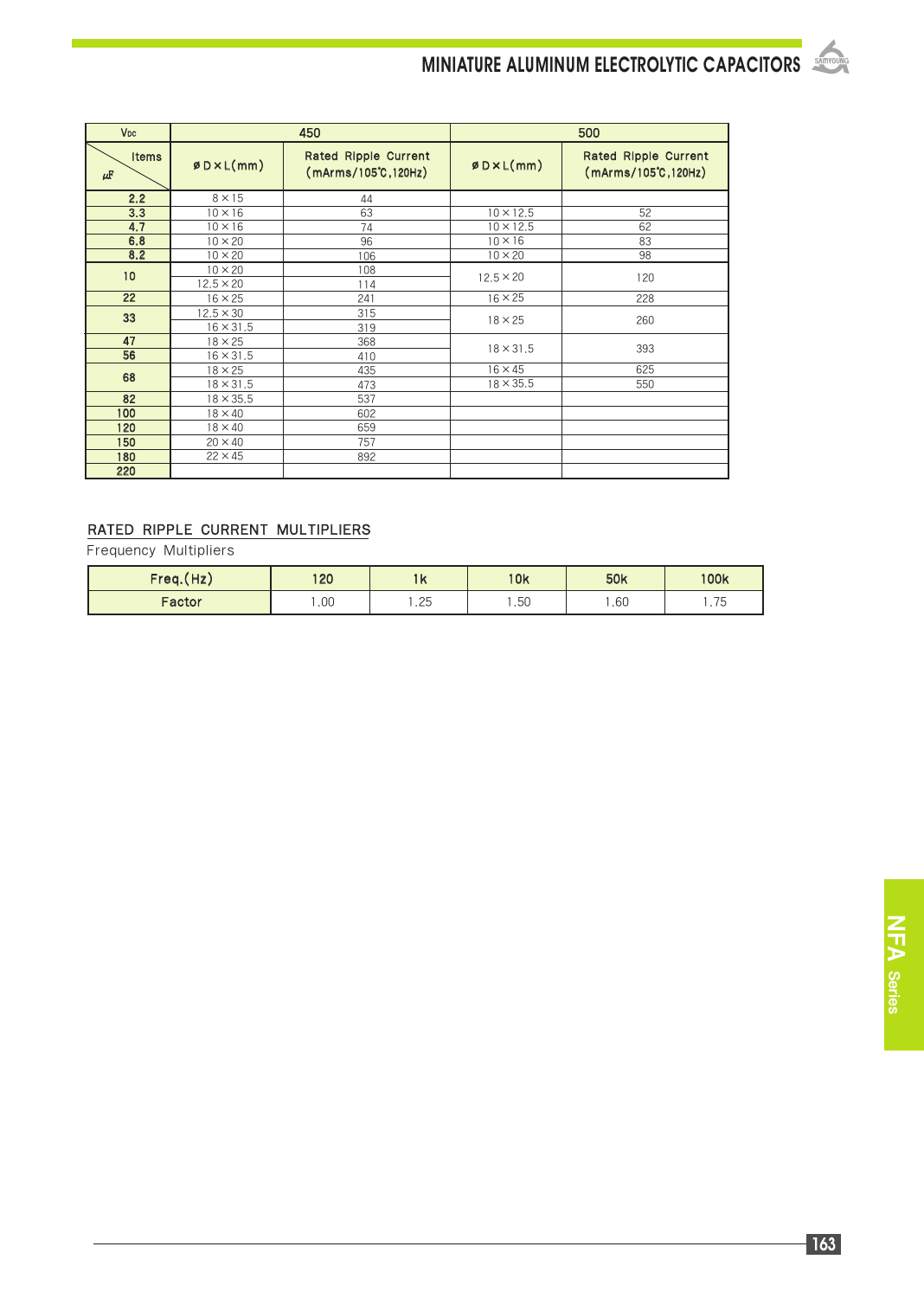| Vdc | 450 | | 500 | |
|---|---|---|---|---|
| Items / μF | ø D × L(mm) | Rated Ripple Current (mArms/105℃,120Hz) | ø D × L(mm) | Rated Ripple Current (mArms/105℃,120Hz) |
| 2.2 | 8 × 15 | 44 | | |
| 3.3 | 10 × 16 | 63 | 10 × 12.5 | 52 |
| 4.7 | 10 × 16 | 74 | 10 × 12.5 | 62 |
| 6.8 | 10 × 20 | 96 | 10 × 16 | 83 |
| 8.2 | 10 × 20 | 106 | 10 × 20 | 98 |
| 10 | 10 × 20 | 108 | 12.5 × 20 | 120 |
| | 12.5 × 20 | 114 | | |
| 22 | 16 × 25 | 241 | 16 × 25 | 228 |
| 33 | 12.5 × 30 | 315 | 18 × 25 | 260 |
| | 16 × 31.5 | 319 | | |
| 47 | 18 × 25 | 368 | 18 × 31.5 | 393 |
| 56 | 16 × 31.5 | 410 | | |
| 68 | 18 × 25 | 435 | 16 × 45 | 625 |
| | 18 × 31.5 | 473 | 18 × 35.5 | 550 |
| 82 | 18 × 35.5 | 537 | | |
| 100 | 18 × 40 | 602 | | |
| 120 | 18 × 40 | 659 | | |
| 150 | 20 × 40 | 757 | | |
| 180 | 22 × 45 | 892 | | |
| 220 | | | | |

## RATED RIPPLE CURRENT MULTIPLIERS

Frequency Multipliers

| Freq.(Hz) | 120 | 1k | 10k | 50k | 100k |
|---|---|---|---|---|---|
| Factor | 1.00 | 1.25 | 1.50 | 1.60 | 1.75 |